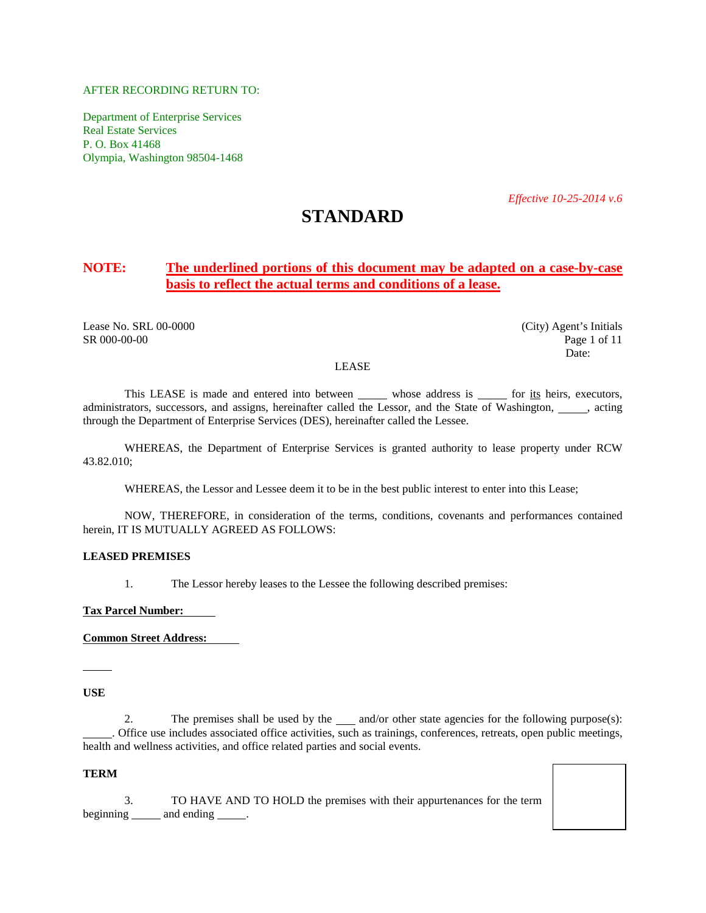AFTER RECORDING RETURN TO:

Department of Enterprise Services
Real Estate Services
P. O. Box 41468
Olympia, Washington 98504-1468

*Effective 10-25-2014 v.6*

# STANDARD

**NOTE:** **The underlined portions of this document may be adapted on a case-by-case basis to reflect the actual terms and conditions of a lease.**

Lease No. SRL 00-0000
SR 000-00-00

(City) Agent's Initials
Date:

LEASE

This LEASE is made and entered into between _____ whose address is _____ for its heirs, executors, administrators, successors, and assigns, hereinafter called the Lessor, and the State of Washington, _____, acting through the Department of Enterprise Services (DES), hereinafter called the Lessee.

WHEREAS, the Department of Enterprise Services is granted authority to lease property under RCW 43.82.010;

WHEREAS, the Lessor and Lessee deem it to be in the best public interest to enter into this Lease;

NOW, THEREFORE, in consideration of the terms, conditions, covenants and performances contained herein, IT IS MUTUALLY AGREED AS FOLLOWS:

**LEASED PREMISES**

1. The Lessor hereby leases to the Lessee the following described premises:

**Tax Parcel Number:** _____

**Common Street Address:** _____

_____

**USE**

2. The premises shall be used by the ___ and/or other state agencies for the following purpose(s): _____. Office use includes associated office activities, such as trainings, conferences, retreats, open public meetings, health and wellness activities, and office related parties and social events.

**TERM**

3. TO HAVE AND TO HOLD the premises with their appurtenances for the term beginning _____ and ending _____.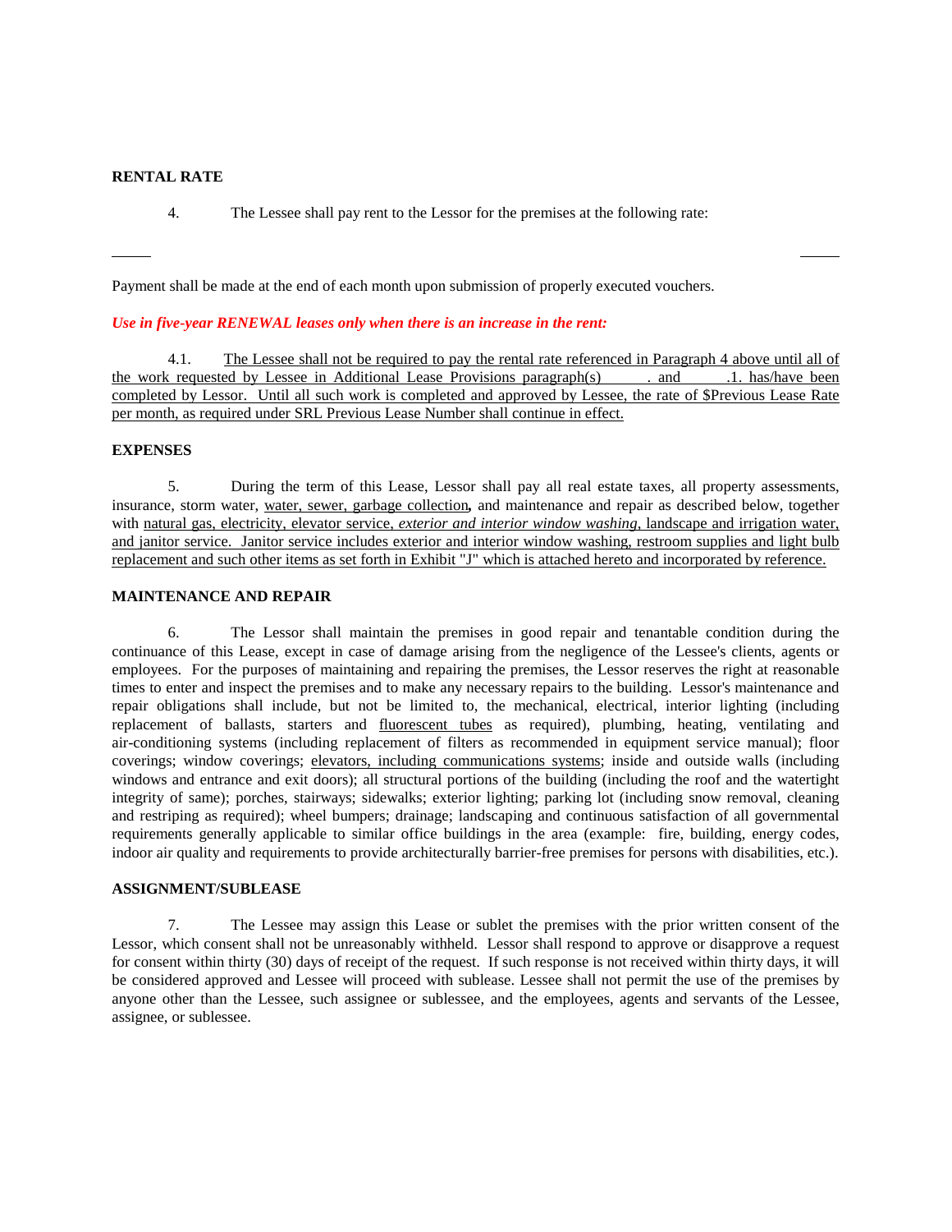**RENTAL RATE**

4. The Lessee shall pay rent to the Lessor for the premises at the following rate:

Payment shall be made at the end of each month upon submission of properly executed vouchers.

***Use in five-year RENEWAL leases only when there is an increase in the rent:***

4.1. <u>The Lessee shall not be required to pay the rental rate referenced in Paragraph 4 above until all of the work requested by Lessee in Additional Lease Provisions paragraph(s) . and .1. has/have been completed by Lessor. Until all such work is completed and approved by Lessee, the rate of $Previous Lease Rate per month, as required under SRL Previous Lease Number shall continue in effect.</u>

**EXPENSES**

5. During the term of this Lease, Lessor shall pay all real estate taxes, all property assessments, insurance, storm water, <u>water, sewer, garbage collection</u>**,** and maintenance and repair as described below, together with <u>natural gas, electricity, elevator service, *exterior and interior window washing*, landscape and irrigation water, and janitor service. Janitor service includes exterior and interior window washing, restroom supplies and light bulb replacement and such other items as set forth in Exhibit "J" which is attached hereto and incorporated by reference.</u>

**MAINTENANCE AND REPAIR**

6. The Lessor shall maintain the premises in good repair and tenantable condition during the continuance of this Lease, except in case of damage arising from the negligence of the Lessee's clients, agents or employees. For the purposes of maintaining and repairing the premises, the Lessor reserves the right at reasonable times to enter and inspect the premises and to make any necessary repairs to the building. Lessor's maintenance and repair obligations shall include, but not be limited to, the mechanical, electrical, interior lighting (including replacement of ballasts, starters and <u>fluorescent tubes</u> as required), plumbing, heating, ventilating and air-conditioning systems (including replacement of filters as recommended in equipment service manual); floor coverings; window coverings; <u>elevators, including communications systems</u>; inside and outside walls (including windows and entrance and exit doors); all structural portions of the building (including the roof and the watertight integrity of same); porches, stairways; sidewalks; exterior lighting; parking lot (including snow removal, cleaning and restriping as required); wheel bumpers; drainage; landscaping and continuous satisfaction of all governmental requirements generally applicable to similar office buildings in the area (example: fire, building, energy codes, indoor air quality and requirements to provide architecturally barrier-free premises for persons with disabilities, etc.).

**ASSIGNMENT/SUBLEASE**

7. The Lessee may assign this Lease or sublet the premises with the prior written consent of the Lessor, which consent shall not be unreasonably withheld. Lessor shall respond to approve or disapprove a request for consent within thirty (30) days of receipt of the request. If such response is not received within thirty days, it will be considered approved and Lessee will proceed with sublease. Lessee shall not permit the use of the premises by anyone other than the Lessee, such assignee or sublessee, and the employees, agents and servants of the Lessee, assignee, or sublessee.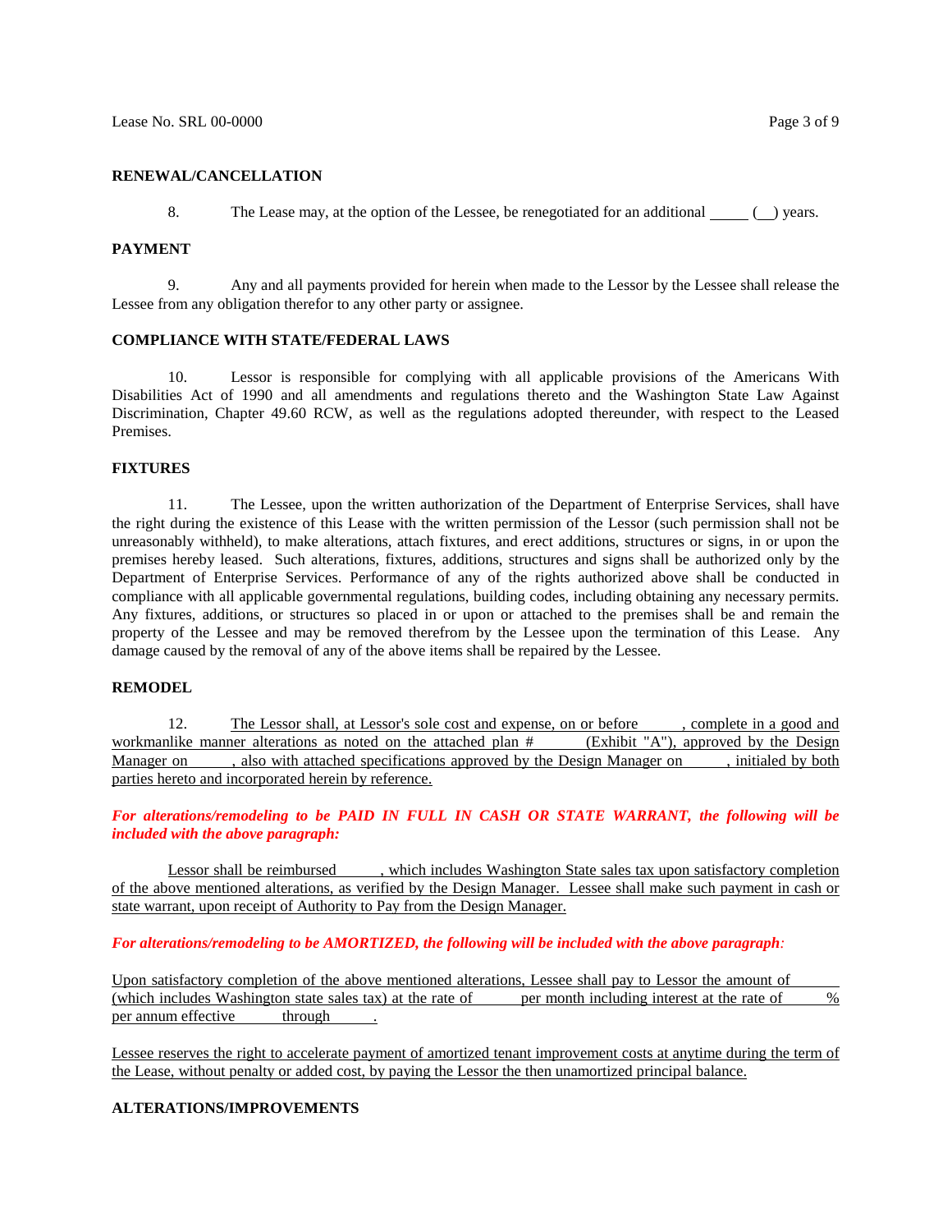**RENEWAL/CANCELLATION**

8. The Lease may, at the option of the Lessee, be renegotiated for an additional _____ (__) years.

**PAYMENT**

9. Any and all payments provided for herein when made to the Lessor by the Lessee shall release the Lessee from any obligation therefor to any other party or assignee.

**COMPLIANCE WITH STATE/FEDERAL LAWS**

10. Lessor is responsible for complying with all applicable provisions of the Americans With Disabilities Act of 1990 and all amendments and regulations thereto and the Washington State Law Against Discrimination, Chapter 49.60 RCW, as well as the regulations adopted thereunder, with respect to the Leased Premises.

**FIXTURES**

11. The Lessee, upon the written authorization of the Department of Enterprise Services, shall have the right during the existence of this Lease with the written permission of the Lessor (such permission shall not be unreasonably withheld), to make alterations, attach fixtures, and erect additions, structures or signs, in or upon the premises hereby leased. Such alterations, fixtures, additions, structures and signs shall be authorized only by the Department of Enterprise Services. Performance of any of the rights authorized above shall be conducted in compliance with all applicable governmental regulations, building codes, including obtaining any necessary permits. Any fixtures, additions, or structures so placed in or upon or attached to the premises shall be and remain the property of the Lessee and may be removed therefrom by the Lessee upon the termination of this Lease. Any damage caused by the removal of any of the above items shall be repaired by the Lessee.

**REMODEL**

12. <u>The Lessor shall, at Lessor's sole cost and expense, on or before ______, complete in a good and workmanlike manner alterations as noted on the attached plan # ______ (Exhibit "A"), approved by the Design Manager on ______, also with attached specifications approved by the Design Manager on ______, initialed by both parties hereto and incorporated herein by reference.</u>

***For alterations/remodeling to be PAID IN FULL IN CASH OR STATE WARRANT, the following will be included with the above paragraph:***

<u>Lessor shall be reimbursed ______, which includes Washington State sales tax upon satisfactory completion of the above mentioned alterations, as verified by the Design Manager. Lessee shall make such payment in cash or state warrant, upon receipt of Authority to Pay from the Design Manager.</u>

***For alterations/remodeling to be AMORTIZED, the following will be included with the above paragraph:***

<u>Upon satisfactory completion of the above mentioned alterations, Lessee shall pay to Lessor the amount of ______ (which includes Washington state sales tax) at the rate of ______ per month including interest at the rate of ______ % per annum effective ______ through ______.</u>

<u>Lessee reserves the right to accelerate payment of amortized tenant improvement costs at anytime during the term of the Lease, without penalty or added cost, by paying the Lessor the then unamortized principal balance.</u>

**ALTERATIONS/IMPROVEMENTS**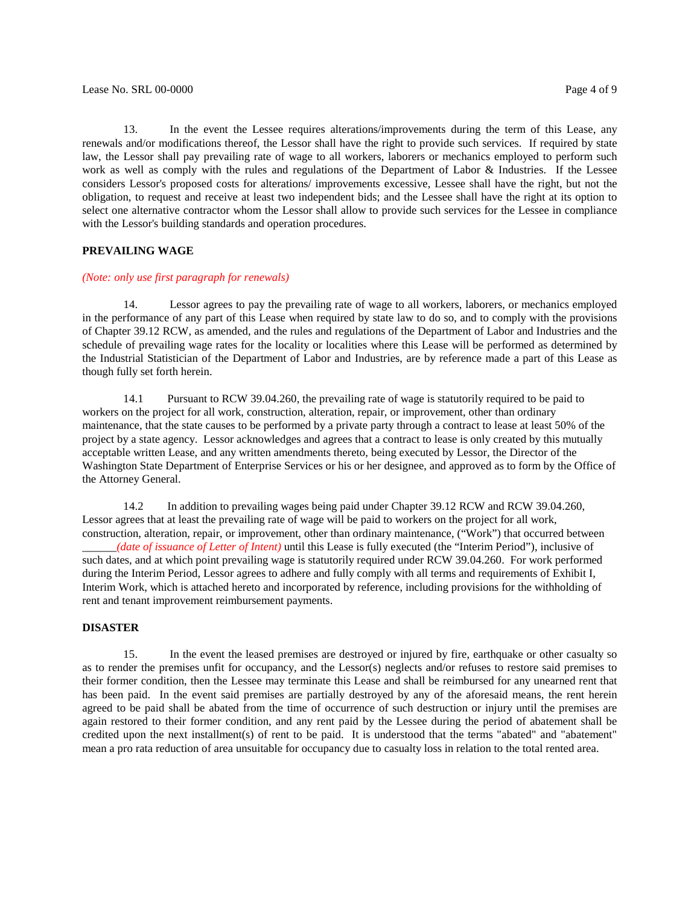13. In the event the Lessee requires alterations/improvements during the term of this Lease, any renewals and/or modifications thereof, the Lessor shall have the right to provide such services. If required by state law, the Lessor shall pay prevailing rate of wage to all workers, laborers or mechanics employed to perform such work as well as comply with the rules and regulations of the Department of Labor & Industries. If the Lessee considers Lessor's proposed costs for alterations/ improvements excessive, Lessee shall have the right, but not the obligation, to request and receive at least two independent bids; and the Lessee shall have the right at its option to select one alternative contractor whom the Lessor shall allow to provide such services for the Lessee in compliance with the Lessor's building standards and operation procedures.

**PREVAILING WAGE**

*(Note: only use first paragraph for renewals)*

14. Lessor agrees to pay the prevailing rate of wage to all workers, laborers, or mechanics employed in the performance of any part of this Lease when required by state law to do so, and to comply with the provisions of Chapter 39.12 RCW, as amended, and the rules and regulations of the Department of Labor and Industries and the schedule of prevailing wage rates for the locality or localities where this Lease will be performed as determined by the Industrial Statistician of the Department of Labor and Industries, are by reference made a part of this Lease as though fully set forth herein.

14.1 Pursuant to RCW 39.04.260, the prevailing rate of wage is statutorily required to be paid to workers on the project for all work, construction, alteration, repair, or improvement, other than ordinary maintenance, that the state causes to be performed by a private party through a contract to lease at least 50% of the project by a state agency. Lessor acknowledges and agrees that a contract to lease is only created by this mutually acceptable written Lease, and any written amendments thereto, being executed by Lessor, the Director of the Washington State Department of Enterprise Services or his or her designee, and approved as to form by the Office of the Attorney General.

14.2 In addition to prevailing wages being paid under Chapter 39.12 RCW and RCW 39.04.260, Lessor agrees that at least the prevailing rate of wage will be paid to workers on the project for all work, construction, alteration, repair, or improvement, other than ordinary maintenance, ("Work") that occurred between ______*(date of issuance of Letter of Intent)* until this Lease is fully executed (the "Interim Period"), inclusive of such dates, and at which point prevailing wage is statutorily required under RCW 39.04.260. For work performed during the Interim Period, Lessor agrees to adhere and fully comply with all terms and requirements of Exhibit I, Interim Work, which is attached hereto and incorporated by reference, including provisions for the withholding of rent and tenant improvement reimbursement payments.

**DISASTER**

15. In the event the leased premises are destroyed or injured by fire, earthquake or other casualty so as to render the premises unfit for occupancy, and the Lessor(s) neglects and/or refuses to restore said premises to their former condition, then the Lessee may terminate this Lease and shall be reimbursed for any unearned rent that has been paid. In the event said premises are partially destroyed by any of the aforesaid means, the rent herein agreed to be paid shall be abated from the time of occurrence of such destruction or injury until the premises are again restored to their former condition, and any rent paid by the Lessee during the period of abatement shall be credited upon the next installment(s) of rent to be paid. It is understood that the terms "abated" and "abatement" mean a pro rata reduction of area unsuitable for occupancy due to casualty loss in relation to the total rented area.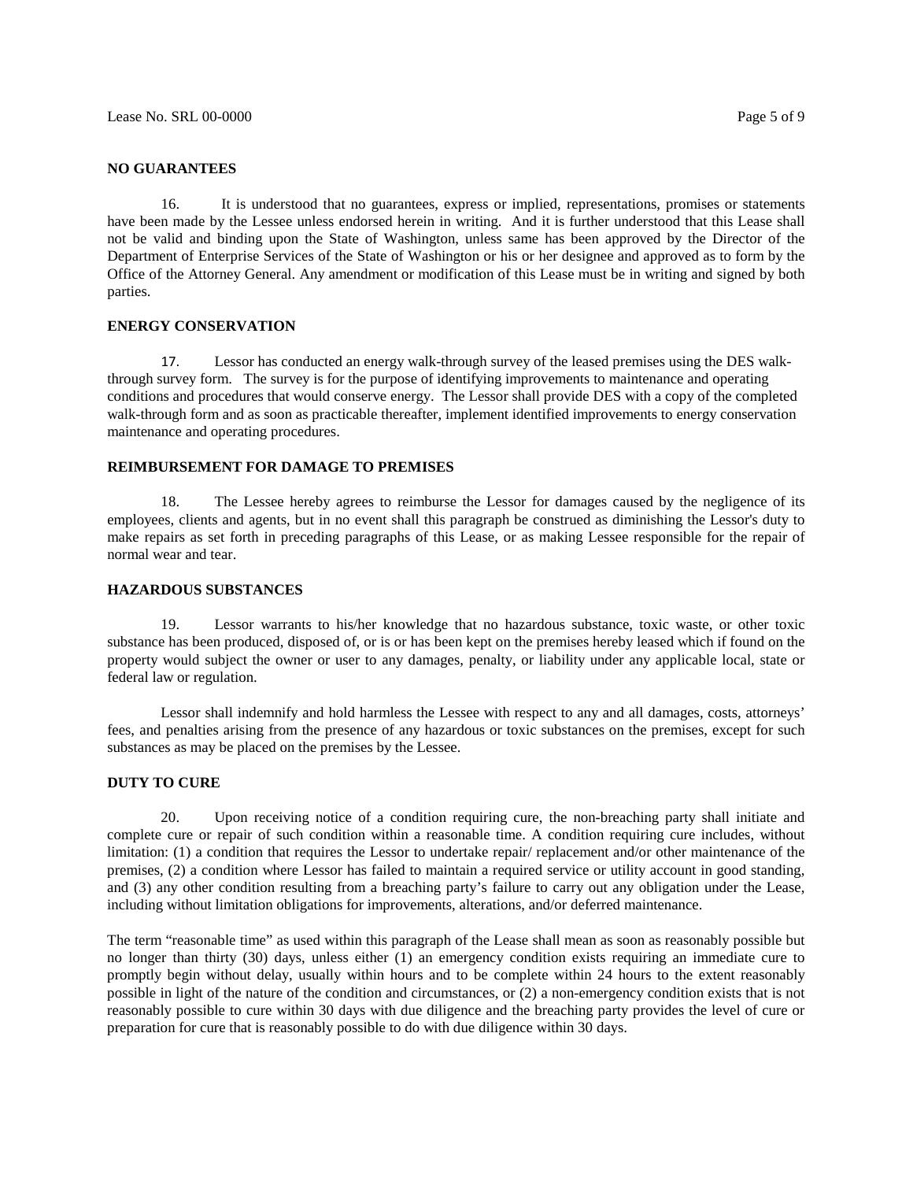**NO GUARANTEES**

16. It is understood that no guarantees, express or implied, representations, promises or statements have been made by the Lessee unless endorsed herein in writing. And it is further understood that this Lease shall not be valid and binding upon the State of Washington, unless same has been approved by the Director of the Department of Enterprise Services of the State of Washington or his or her designee and approved as to form by the Office of the Attorney General. Any amendment or modification of this Lease must be in writing and signed by both parties.

**ENERGY CONSERVATION**

17. Lessor has conducted an energy walk-through survey of the leased premises using the DES walk-through survey form. The survey is for the purpose of identifying improvements to maintenance and operating conditions and procedures that would conserve energy. The Lessor shall provide DES with a copy of the completed walk-through form and as soon as practicable thereafter, implement identified improvements to energy conservation maintenance and operating procedures.

**REIMBURSEMENT FOR DAMAGE TO PREMISES**

18. The Lessee hereby agrees to reimburse the Lessor for damages caused by the negligence of its employees, clients and agents, but in no event shall this paragraph be construed as diminishing the Lessor's duty to make repairs as set forth in preceding paragraphs of this Lease, or as making Lessee responsible for the repair of normal wear and tear.

**HAZARDOUS SUBSTANCES**

19. Lessor warrants to his/her knowledge that no hazardous substance, toxic waste, or other toxic substance has been produced, disposed of, or is or has been kept on the premises hereby leased which if found on the property would subject the owner or user to any damages, penalty, or liability under any applicable local, state or federal law or regulation.

Lessor shall indemnify and hold harmless the Lessee with respect to any and all damages, costs, attorneys' fees, and penalties arising from the presence of any hazardous or toxic substances on the premises, except for such substances as may be placed on the premises by the Lessee.

**DUTY TO CURE**

20. Upon receiving notice of a condition requiring cure, the non-breaching party shall initiate and complete cure or repair of such condition within a reasonable time. A condition requiring cure includes, without limitation: (1) a condition that requires the Lessor to undertake repair/ replacement and/or other maintenance of the premises, (2) a condition where Lessor has failed to maintain a required service or utility account in good standing, and (3) any other condition resulting from a breaching party's failure to carry out any obligation under the Lease, including without limitation obligations for improvements, alterations, and/or deferred maintenance.

The term "reasonable time" as used within this paragraph of the Lease shall mean as soon as reasonably possible but no longer than thirty (30) days, unless either (1) an emergency condition exists requiring an immediate cure to promptly begin without delay, usually within hours and to be complete within 24 hours to the extent reasonably possible in light of the nature of the condition and circumstances, or (2) a non-emergency condition exists that is not reasonably possible to cure within 30 days with due diligence and the breaching party provides the level of cure or preparation for cure that is reasonably possible to do with due diligence within 30 days.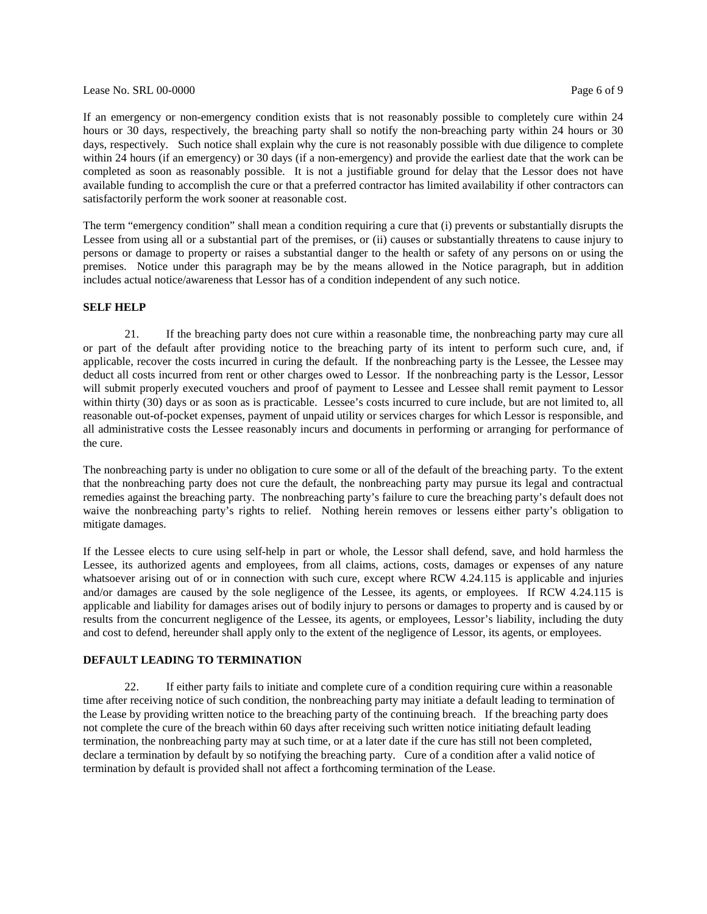If an emergency or non-emergency condition exists that is not reasonably possible to completely cure within 24 hours or 30 days, respectively, the breaching party shall so notify the non-breaching party within 24 hours or 30 days, respectively. Such notice shall explain why the cure is not reasonably possible with due diligence to complete within 24 hours (if an emergency) or 30 days (if a non-emergency) and provide the earliest date that the work can be completed as soon as reasonably possible. It is not a justifiable ground for delay that the Lessor does not have available funding to accomplish the cure or that a preferred contractor has limited availability if other contractors can satisfactorily perform the work sooner at reasonable cost.

The term "emergency condition" shall mean a condition requiring a cure that (i) prevents or substantially disrupts the Lessee from using all or a substantial part of the premises, or (ii) causes or substantially threatens to cause injury to persons or damage to property or raises a substantial danger to the health or safety of any persons on or using the premises. Notice under this paragraph may be by the means allowed in the Notice paragraph, but in addition includes actual notice/awareness that Lessor has of a condition independent of any such notice.

**SELF HELP**

21. If the breaching party does not cure within a reasonable time, the nonbreaching party may cure all or part of the default after providing notice to the breaching party of its intent to perform such cure, and, if applicable, recover the costs incurred in curing the default. If the nonbreaching party is the Lessee, the Lessee may deduct all costs incurred from rent or other charges owed to Lessor. If the nonbreaching party is the Lessor, Lessor will submit properly executed vouchers and proof of payment to Lessee and Lessee shall remit payment to Lessor within thirty (30) days or as soon as is practicable. Lessee's costs incurred to cure include, but are not limited to, all reasonable out-of-pocket expenses, payment of unpaid utility or services charges for which Lessor is responsible, and all administrative costs the Lessee reasonably incurs and documents in performing or arranging for performance of the cure.

The nonbreaching party is under no obligation to cure some or all of the default of the breaching party. To the extent that the nonbreaching party does not cure the default, the nonbreaching party may pursue its legal and contractual remedies against the breaching party. The nonbreaching party's failure to cure the breaching party's default does not waive the nonbreaching party's rights to relief. Nothing herein removes or lessens either party's obligation to mitigate damages.

If the Lessee elects to cure using self-help in part or whole, the Lessor shall defend, save, and hold harmless the Lessee, its authorized agents and employees, from all claims, actions, costs, damages or expenses of any nature whatsoever arising out of or in connection with such cure, except where RCW 4.24.115 is applicable and injuries and/or damages are caused by the sole negligence of the Lessee, its agents, or employees. If RCW 4.24.115 is applicable and liability for damages arises out of bodily injury to persons or damages to property and is caused by or results from the concurrent negligence of the Lessee, its agents, or employees, Lessor's liability, including the duty and cost to defend, hereunder shall apply only to the extent of the negligence of Lessor, its agents, or employees.

**DEFAULT LEADING TO TERMINATION**

22. If either party fails to initiate and complete cure of a condition requiring cure within a reasonable time after receiving notice of such condition, the nonbreaching party may initiate a default leading to termination of the Lease by providing written notice to the breaching party of the continuing breach. If the breaching party does not complete the cure of the breach within 60 days after receiving such written notice initiating default leading termination, the nonbreaching party may at such time, or at a later date if the cure has still not been completed, declare a termination by default by so notifying the breaching party. Cure of a condition after a valid notice of termination by default is provided shall not affect a forthcoming termination of the Lease.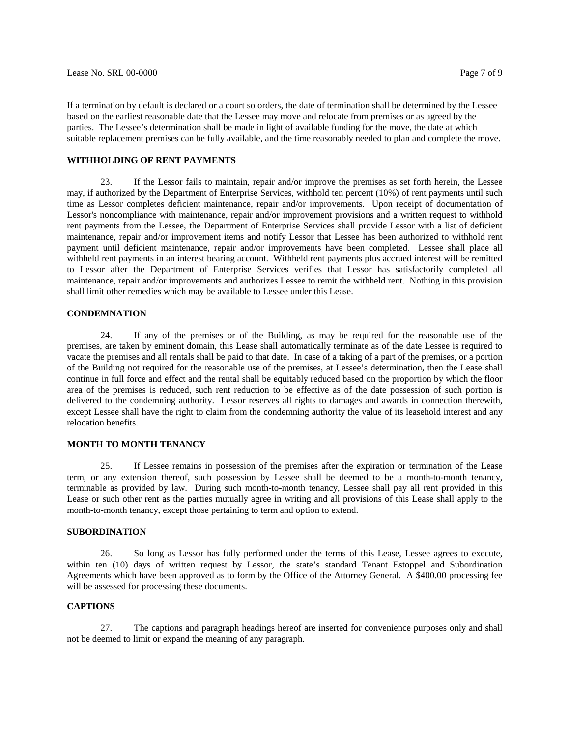If a termination by default is declared or a court so orders, the date of termination shall be determined by the Lessee based on the earliest reasonable date that the Lessee may move and relocate from premises or as agreed by the parties. The Lessee's determination shall be made in light of available funding for the move, the date at which suitable replacement premises can be fully available, and the time reasonably needed to plan and complete the move.

**WITHHOLDING OF RENT PAYMENTS**

23. If the Lessor fails to maintain, repair and/or improve the premises as set forth herein, the Lessee may, if authorized by the Department of Enterprise Services, withhold ten percent (10%) of rent payments until such time as Lessor completes deficient maintenance, repair and/or improvements. Upon receipt of documentation of Lessor's noncompliance with maintenance, repair and/or improvement provisions and a written request to withhold rent payments from the Lessee, the Department of Enterprise Services shall provide Lessor with a list of deficient maintenance, repair and/or improvement items and notify Lessor that Lessee has been authorized to withhold rent payment until deficient maintenance, repair and/or improvements have been completed. Lessee shall place all withheld rent payments in an interest bearing account. Withheld rent payments plus accrued interest will be remitted to Lessor after the Department of Enterprise Services verifies that Lessor has satisfactorily completed all maintenance, repair and/or improvements and authorizes Lessee to remit the withheld rent. Nothing in this provision shall limit other remedies which may be available to Lessee under this Lease.

**CONDEMNATION**

24. If any of the premises or of the Building, as may be required for the reasonable use of the premises, are taken by eminent domain, this Lease shall automatically terminate as of the date Lessee is required to vacate the premises and all rentals shall be paid to that date. In case of a taking of a part of the premises, or a portion of the Building not required for the reasonable use of the premises, at Lessee's determination, then the Lease shall continue in full force and effect and the rental shall be equitably reduced based on the proportion by which the floor area of the premises is reduced, such rent reduction to be effective as of the date possession of such portion is delivered to the condemning authority. Lessor reserves all rights to damages and awards in connection therewith, except Lessee shall have the right to claim from the condemning authority the value of its leasehold interest and any relocation benefits.

**MONTH TO MONTH TENANCY**

25. If Lessee remains in possession of the premises after the expiration or termination of the Lease term, or any extension thereof, such possession by Lessee shall be deemed to be a month-to-month tenancy, terminable as provided by law. During such month-to-month tenancy, Lessee shall pay all rent provided in this Lease or such other rent as the parties mutually agree in writing and all provisions of this Lease shall apply to the month-to-month tenancy, except those pertaining to term and option to extend.

**SUBORDINATION**

26. So long as Lessor has fully performed under the terms of this Lease, Lessee agrees to execute, within ten (10) days of written request by Lessor, the state's standard Tenant Estoppel and Subordination Agreements which have been approved as to form by the Office of the Attorney General. A $400.00 processing fee will be assessed for processing these documents.

**CAPTIONS**

27. The captions and paragraph headings hereof are inserted for convenience purposes only and shall not be deemed to limit or expand the meaning of any paragraph.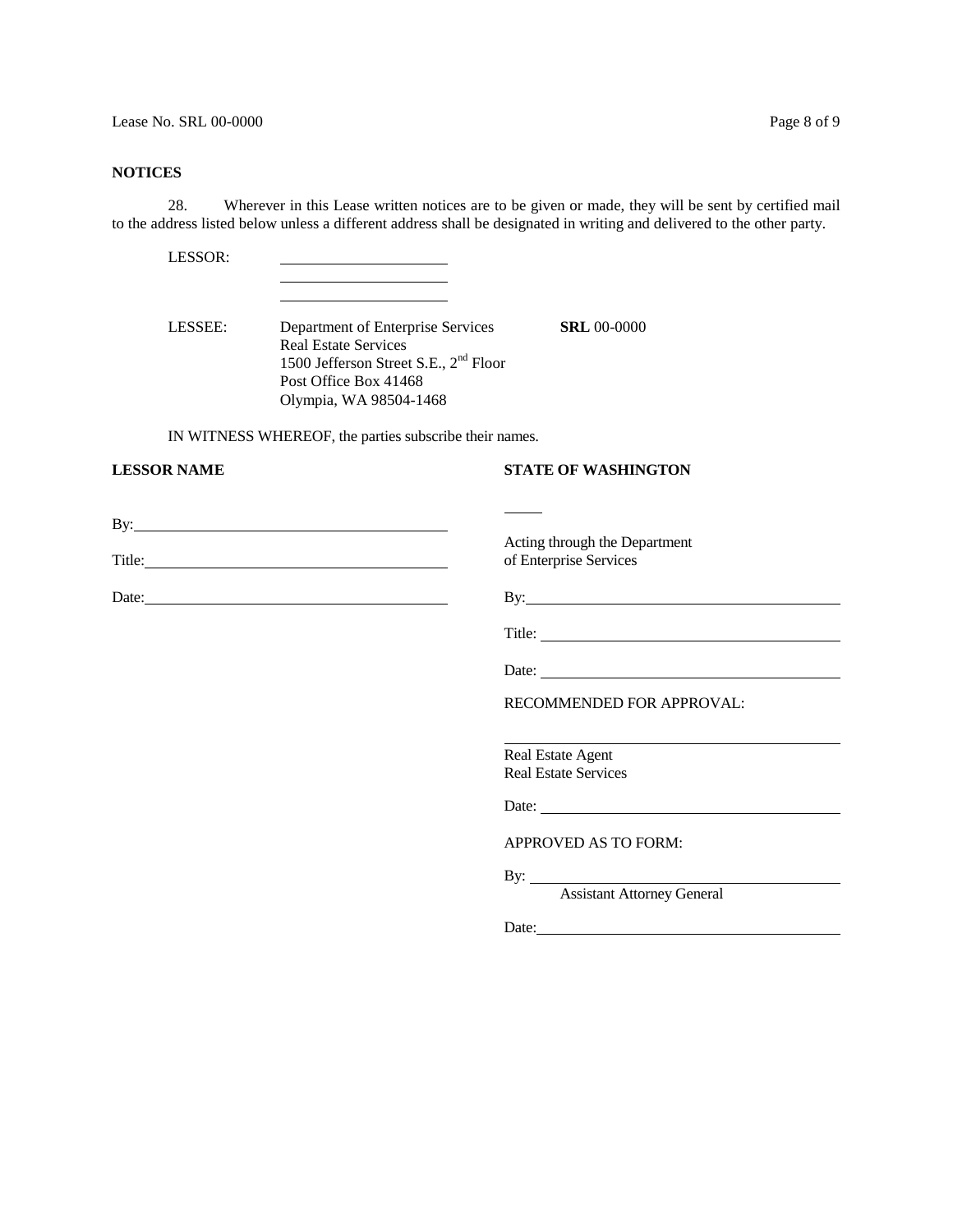## NOTICES

28. Wherever in this Lease written notices are to be given or made, they will be sent by certified mail to the address listed below unless a different address shall be designated in writing and delivered to the other party.

LESSOR: ______________________
______________________
______________________

LESSEE: Department of Enterprise Services **SRL** 00-0000
Real Estate Services
1500 Jefferson Street S.E., 2nd Floor
Post Office Box 41468
Olympia, WA 98504-1468

IN WITNESS WHEREOF, the parties subscribe their names.

**LESSOR NAME**

By: ______________________________

Title: ______________________________

Date: ______________________________

**STATE OF WASHINGTON**

_____

Acting through the Department of Enterprise Services

By: ______________________________

Title: ______________________________

Date: ______________________________

RECOMMENDED FOR APPROVAL:

______________________________
Real Estate Agent
Real Estate Services

Date: ______________________________

APPROVED AS TO FORM:

By: ______________________________
Assistant Attorney General

Date: ______________________________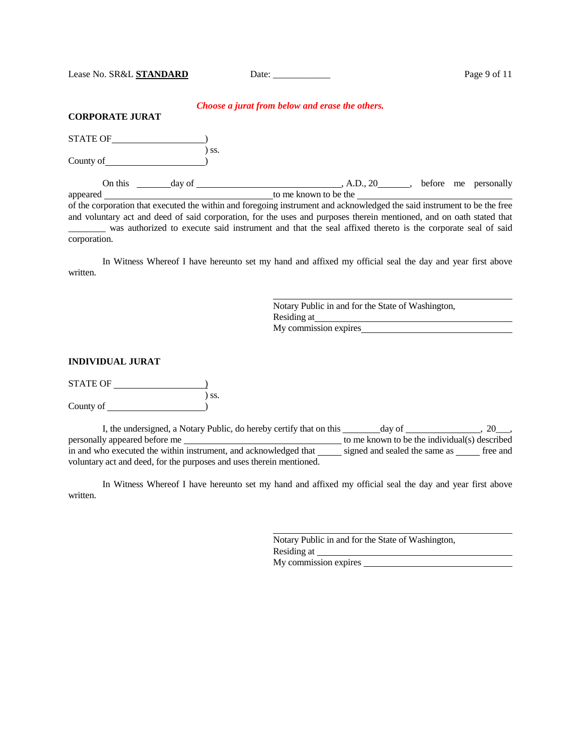*Choose a jurat from below and erase the others.*

**CORPORATE JURAT**

STATE OF____________________)
) ss.
County of____________________)

On this _______day of ______________________________, A.D., 20_______, before me personally appeared ___________________________________to me known to be the ______________________ of the corporation that executed the within and foregoing instrument and acknowledged the said instrument to be the free and voluntary act and deed of said corporation, for the uses and purposes therein mentioned, and on oath stated that ________ was authorized to execute said instrument and that the seal affixed thereto is the corporate seal of said corporation.

In Witness Whereof I have hereunto set my hand and affixed my official seal the day and year first above written.

_________________________________________
Notary Public in and for the State of Washington,
Residing at_________________________________
My commission expires_______________________

**INDIVIDUAL JURAT**

STATE OF ____________________)
) ss.
County of ____________________)

I, the undersigned, a Notary Public, do hereby certify that on this ________day of ________________, 20___, personally appeared before me ________________________________ to me known to be the individual(s) described in and who executed the within instrument, and acknowledged that _____ signed and sealed the same as _____ free and voluntary act and deed, for the purposes and uses therein mentioned.

In Witness Whereof I have hereunto set my hand and affixed my official seal the day and year first above written.

_________________________________________
Notary Public in and for the State of Washington,
Residing at _________________________________
My commission expires _______________________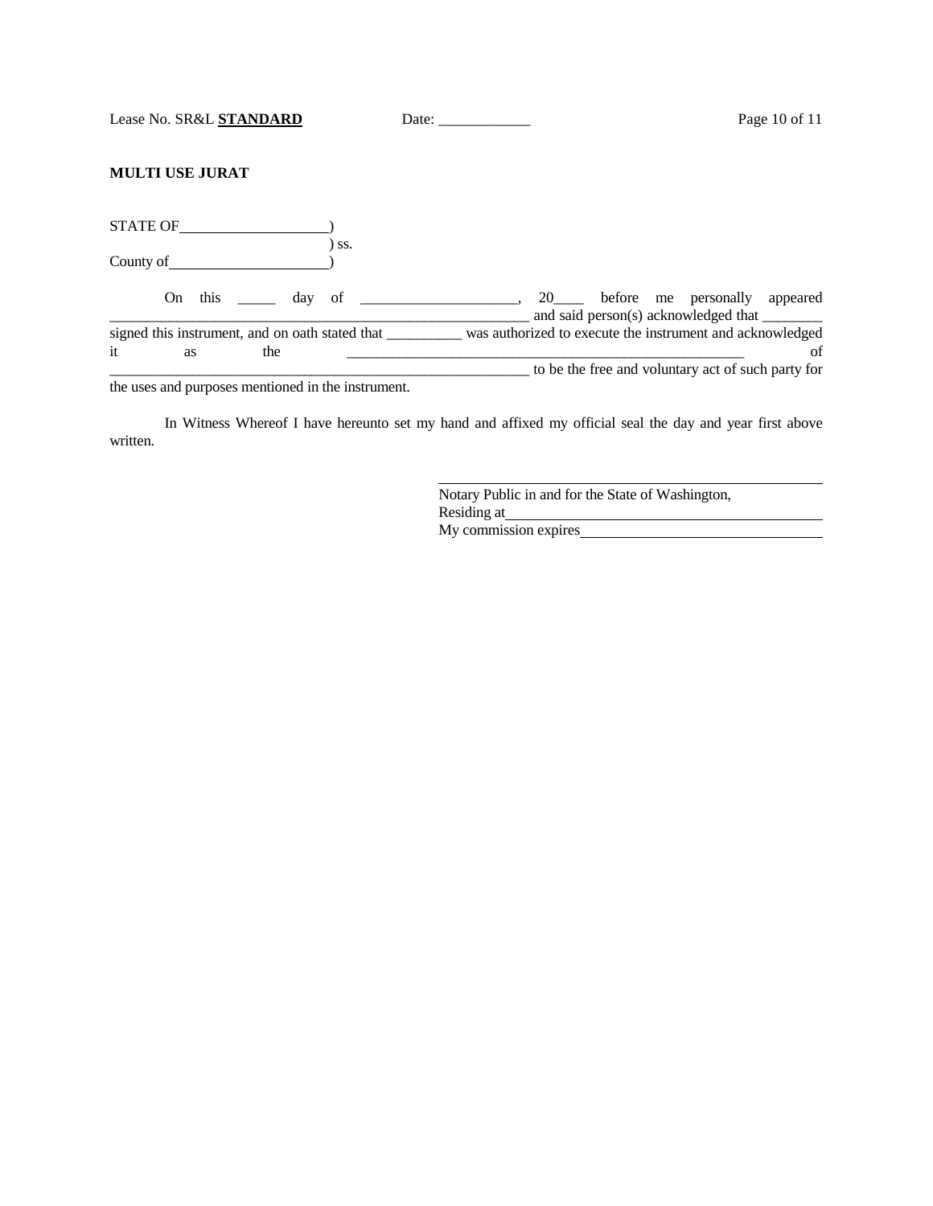**MULTI USE JURAT**

STATE OF____________________)
) ss.
County of_____________________)

On this _____ day of _____________________, 20____ before me personally appeared ____________________________________________________________ and said person(s) acknowledged that ________ signed this instrument, and on oath stated that __________ was authorized to execute the instrument and acknowledged it as the ______________________________________________________ of ____________________________________________________________ to be the free and voluntary act of such party for the uses and purposes mentioned in the instrument.

In Witness Whereof I have hereunto set my hand and affixed my official seal the day and year first above written.

______________________________________________
Notary Public in and for the State of Washington,
Residing at__________________________________
My commission expires________________________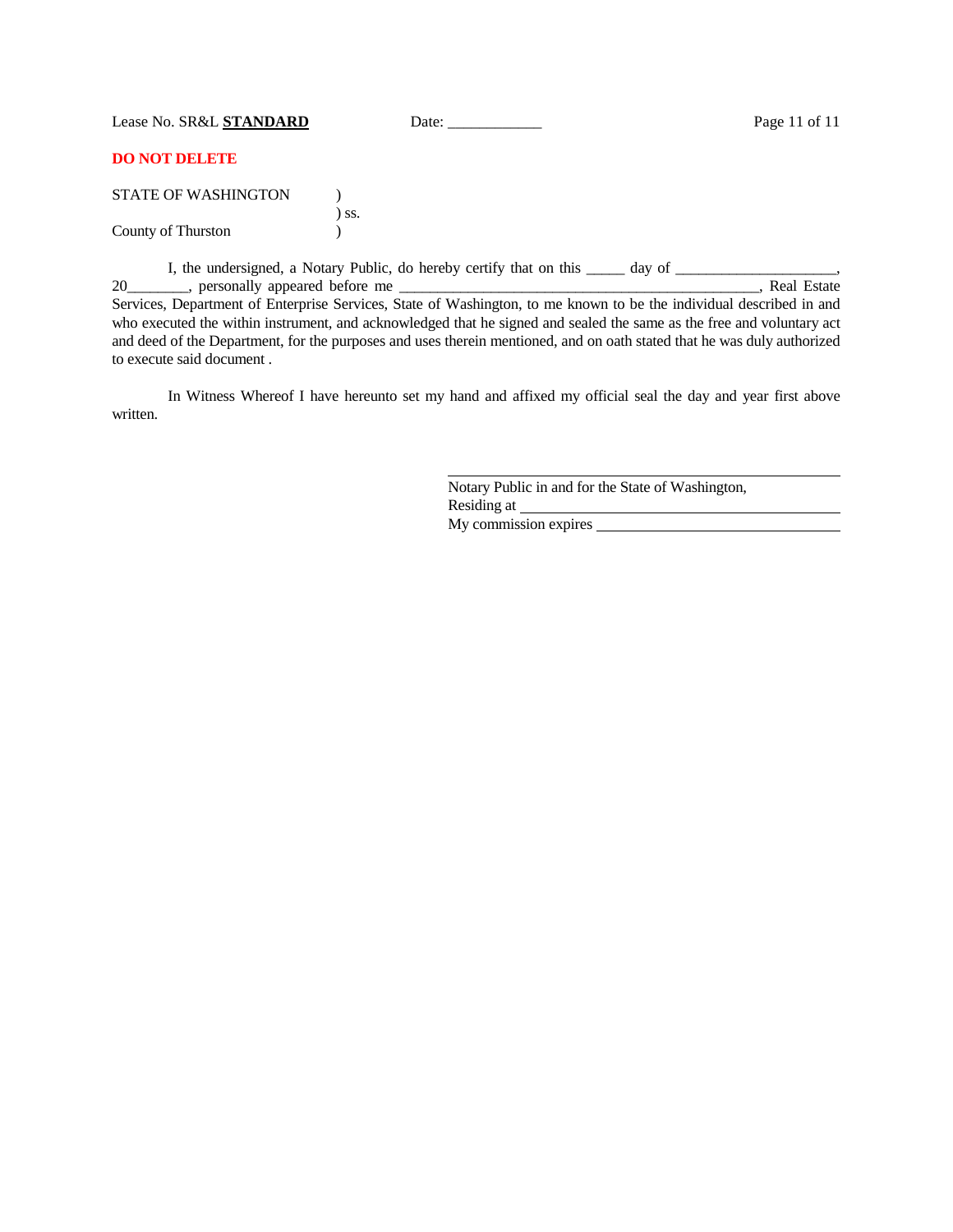**DO NOT DELETE**

STATE OF WASHINGTON )
) ss.
County of Thurston )

I, the undersigned, a Notary Public, do hereby certify that on this _____ day of ____________________, 20________, personally appeared before me _______________________________________________, Real Estate Services, Department of Enterprise Services, State of Washington, to me known to be the individual described in and who executed the within instrument, and acknowledged that he signed and sealed the same as the free and voluntary act and deed of the Department, for the purposes and uses therein mentioned, and on oath stated that he was duly authorized to execute said document .

In Witness Whereof I have hereunto set my hand and affixed my official seal the day and year first above written.

_______________________________________
Notary Public in and for the State of Washington,
Residing at ____________________________
My commission expires ___________________